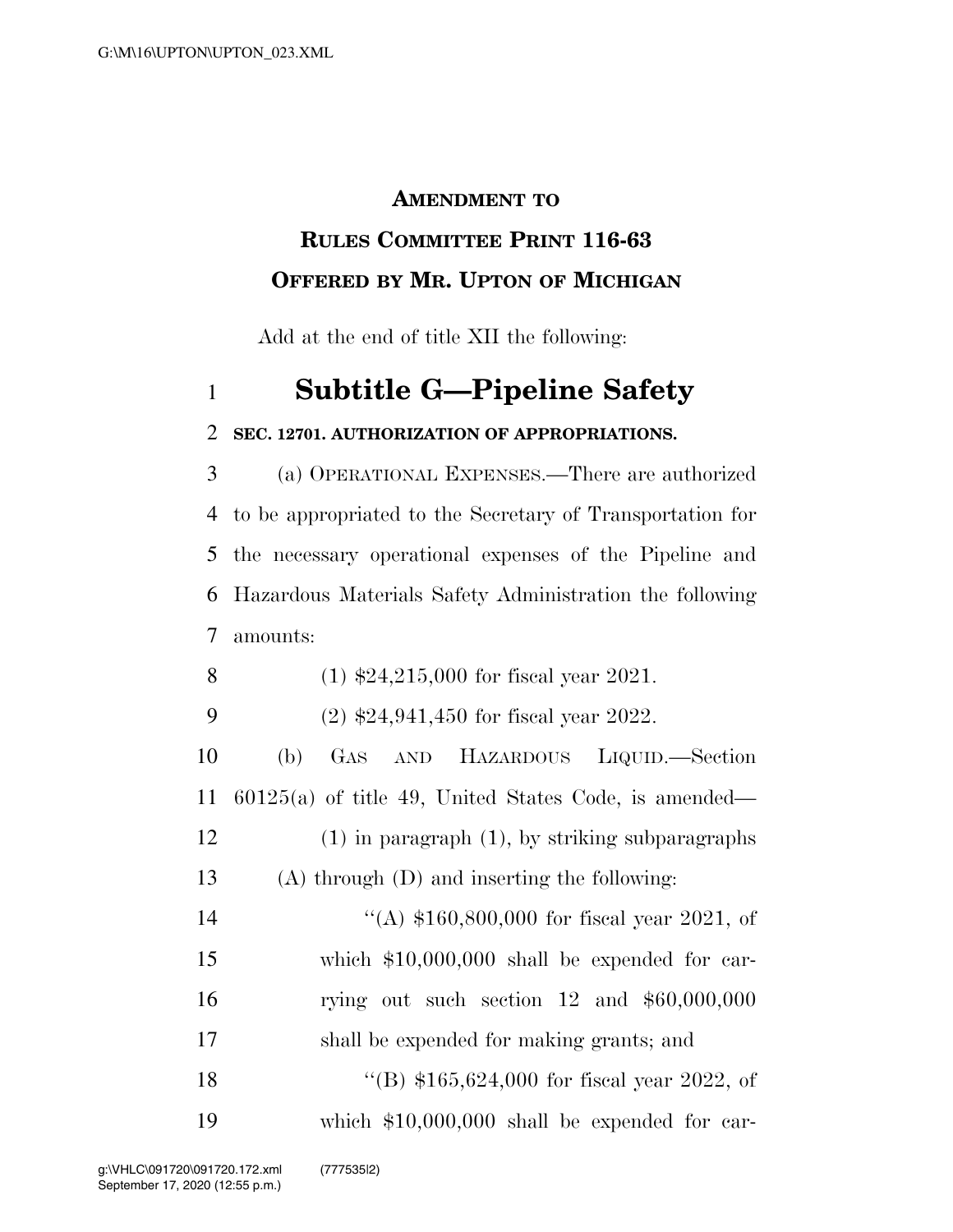**AMENDMENT TO**

**RULES COMMITTEE PRINT 116-63**

**OFFERED BY MR. UPTON OF MICHIGAN**

Add at the end of title XII the following:

# Subtitle G—Pipeline Safety

**SEC. 12701. AUTHORIZATION OF APPROPRIATIONS.**

(a) OPERATIONAL EXPENSES.—There are authorized to be appropriated to the Secretary of Transportation for the necessary operational expenses of the Pipeline and Hazardous Materials Safety Administration the following amounts:

(1) $24,215,000 for fiscal year 2021.

(2) $24,941,450 for fiscal year 2022.

(b) GAS AND HAZARDOUS LIQUID.—Section 60125(a) of title 49, United States Code, is amended—

(1) in paragraph (1), by striking subparagraphs (A) through (D) and inserting the following:

"(A) $160,800,000 for fiscal year 2021, of which $10,000,000 shall be expended for carrying out such section 12 and $60,000,000 shall be expended for making grants; and

"(B) $165,624,000 for fiscal year 2022, of which $10,000,000 shall be expended for car-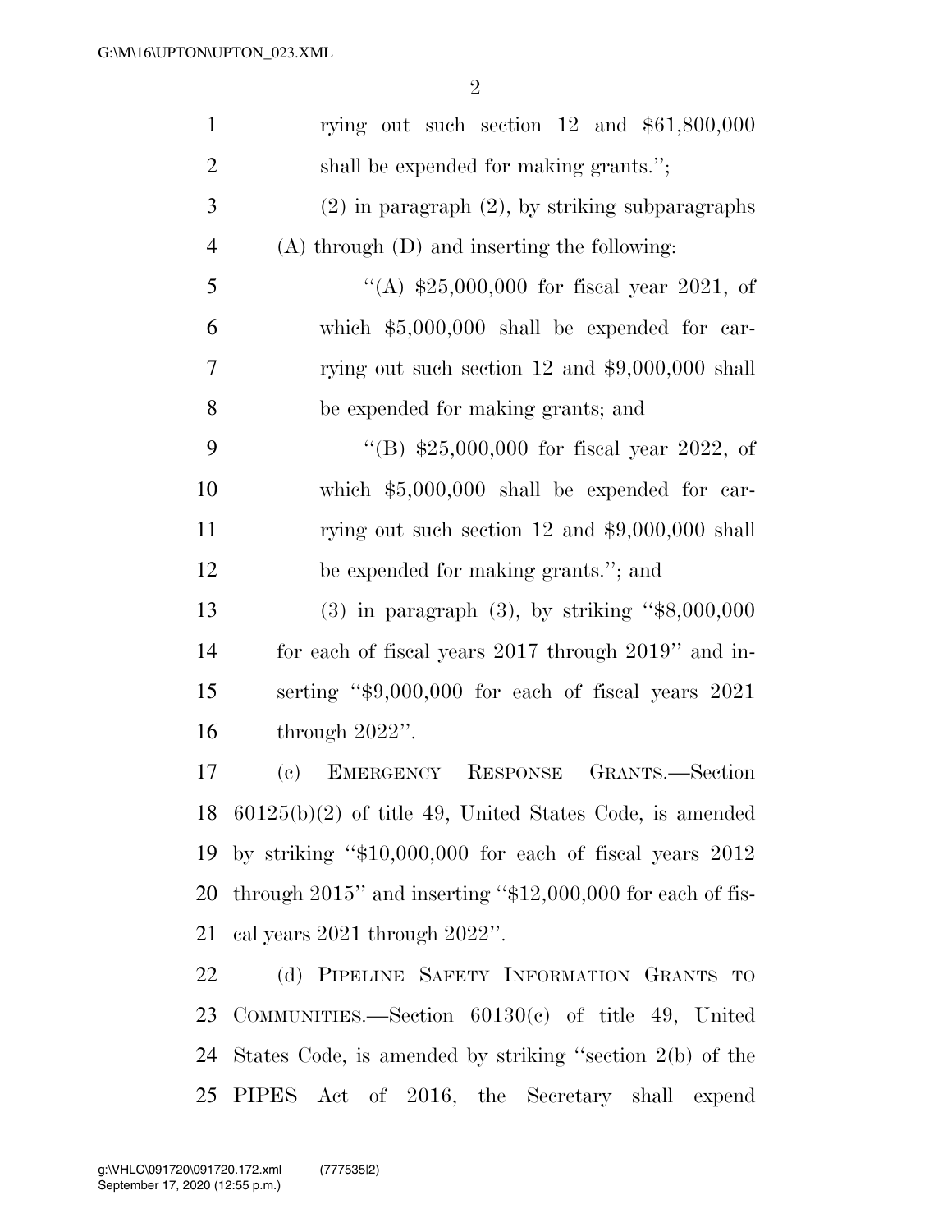rying out such section 12 and $61,800,000 shall be expended for making grants.'';

(2) in paragraph (2), by striking subparagraphs (A) through (D) and inserting the following:

''(A) $25,000,000 for fiscal year 2021, of which $5,000,000 shall be expended for carrying out such section 12 and $9,000,000 shall be expended for making grants; and

''(B) $25,000,000 for fiscal year 2022, of which $5,000,000 shall be expended for carrying out such section 12 and $9,000,000 shall be expended for making grants.''; and

(3) in paragraph (3), by striking ''$8,000,000 for each of fiscal years 2017 through 2019'' and inserting ''$9,000,000 for each of fiscal years 2021 through 2022''.

(c) EMERGENCY RESPONSE GRANTS.—Section 60125(b)(2) of title 49, United States Code, is amended by striking ''$10,000,000 for each of fiscal years 2012 through 2015'' and inserting ''$12,000,000 for each of fiscal years 2021 through 2022''.

(d) PIPELINE SAFETY INFORMATION GRANTS TO COMMUNITIES.—Section 60130(c) of title 49, United States Code, is amended by striking ''section 2(b) of the PIPES Act of 2016, the Secretary shall expend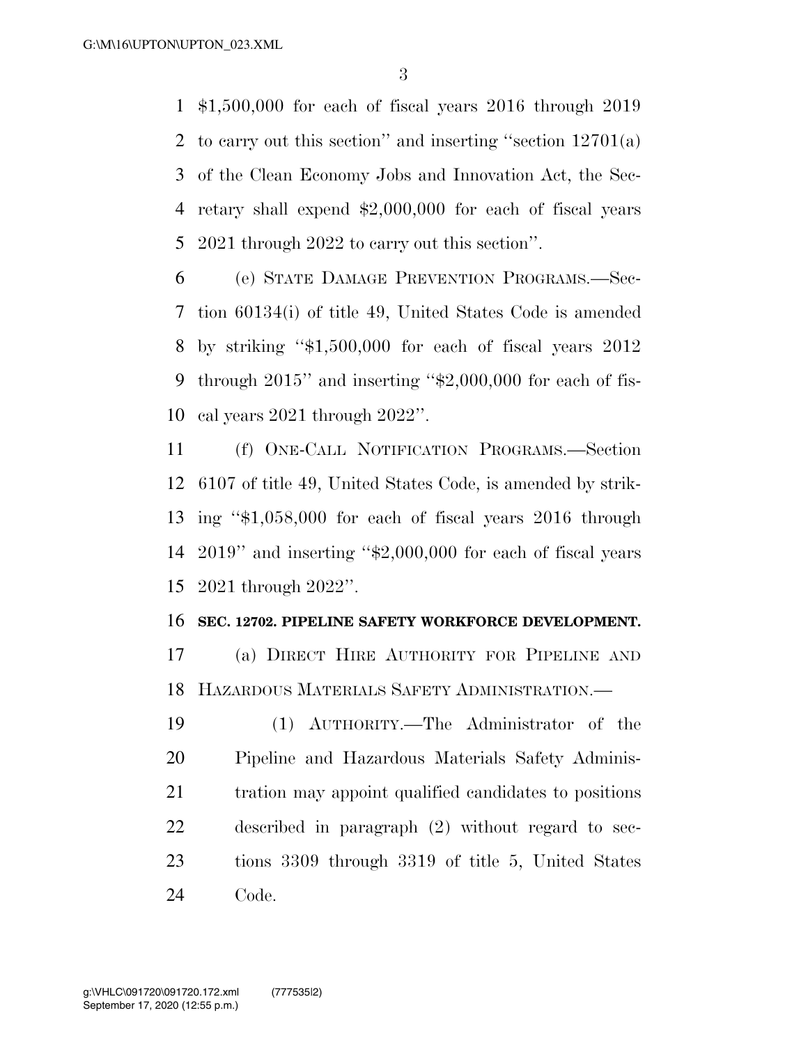$1,500,000 for each of fiscal years 2016 through 2019 to carry out this section'' and inserting ''section 12701(a) of the Clean Economy Jobs and Innovation Act, the Secretary shall expend $2,000,000 for each of fiscal years 2021 through 2022 to carry out this section''.

(e) STATE DAMAGE PREVENTION PROGRAMS.—Section 60134(i) of title 49, United States Code is amended by striking ''$1,500,000 for each of fiscal years 2012 through 2015'' and inserting ''$2,000,000 for each of fiscal years 2021 through 2022''.

(f) ONE-CALL NOTIFICATION PROGRAMS.—Section 6107 of title 49, United States Code, is amended by striking ''$1,058,000 for each of fiscal years 2016 through 2019'' and inserting ''$2,000,000 for each of fiscal years 2021 through 2022''.

**SEC. 12702. PIPELINE SAFETY WORKFORCE DEVELOPMENT.**

(a) DIRECT HIRE AUTHORITY FOR PIPELINE AND HAZARDOUS MATERIALS SAFETY ADMINISTRATION.—

(1) AUTHORITY.—The Administrator of the Pipeline and Hazardous Materials Safety Administration may appoint qualified candidates to positions described in paragraph (2) without regard to sections 3309 through 3319 of title 5, United States Code.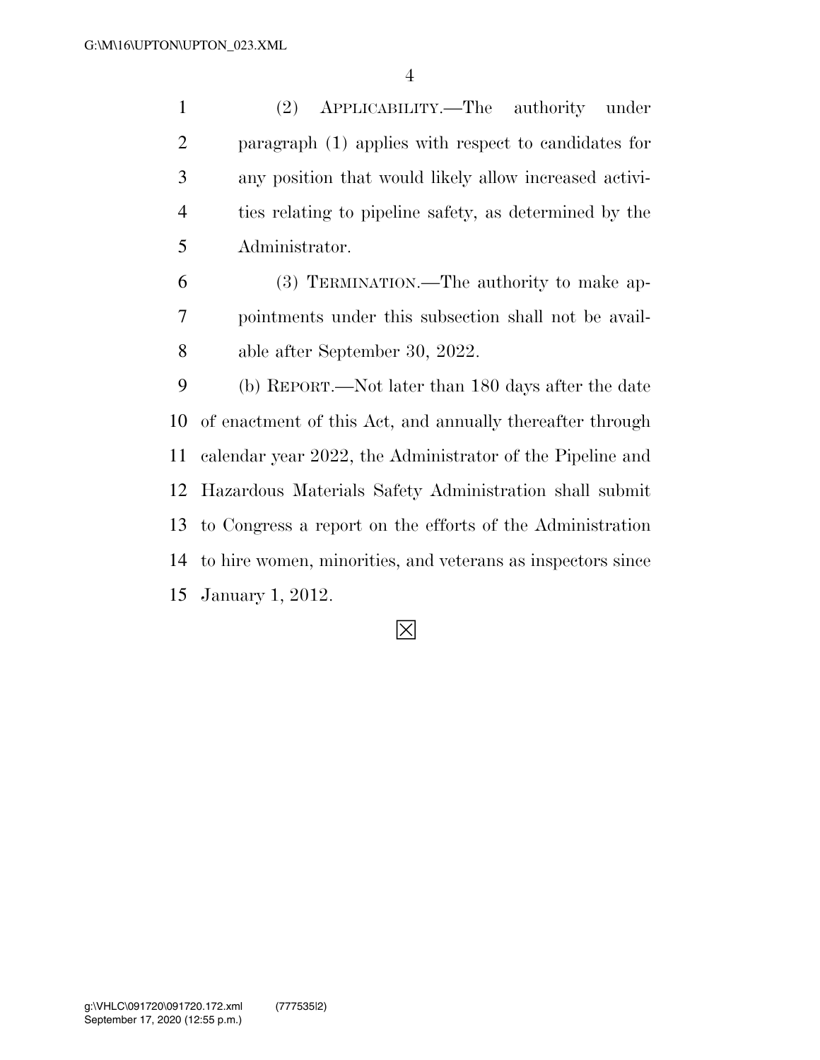(2) APPLICABILITY.—The authority under paragraph (1) applies with respect to candidates for any position that would likely allow increased activities relating to pipeline safety, as determined by the Administrator.

(3) TERMINATION.—The authority to make appointments under this subsection shall not be available after September 30, 2022.

(b) REPORT.—Not later than 180 days after the date of enactment of this Act, and annually thereafter through calendar year 2022, the Administrator of the Pipeline and Hazardous Materials Safety Administration shall submit to Congress a report on the efforts of the Administration to hire women, minorities, and veterans as inspectors since January 1, 2012.